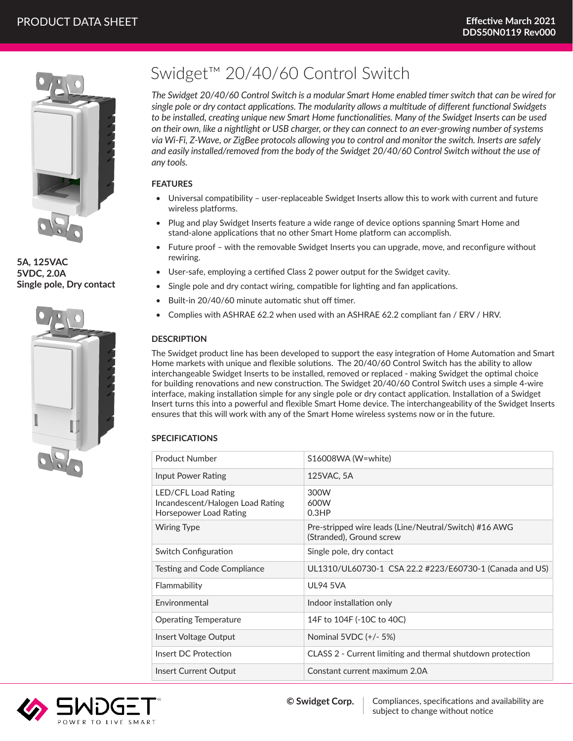PRODUCT DATA SHEET

**Effective March 2021**
**DDS50N0119 Rev000**

**5A, 125VAC**
**5VDC, 2.0A**
**Single pole, Dry contact**

# Swidget™ 20/40/60 Control Switch

*The Swidget 20/40/60 Control Switch is a modular Smart Home enabled timer switch that can be wired for single pole or dry contact applications. The modularity allows a multitude of different functional Swidgets to be installed, creating unique new Smart Home functionalities. Many of the Swidget Inserts can be used on their own, like a nightlight or USB charger, or they can connect to an ever-growing number of systems via Wi-Fi, Z-Wave, or ZigBee protocols allowing you to control and monitor the switch. Inserts are safely and easily installed/removed from the body of the Swidget 20/40/60 Control Switch without the use of any tools.*

### FEATURES

- Universal compatibility – user-replaceable Swidget Inserts allow this to work with current and future wireless platforms.
- Plug and play Swidget Inserts feature a wide range of device options spanning Smart Home and stand-alone applications that no other Smart Home platform can accomplish.
- Future proof – with the removable Swidget Inserts you can upgrade, move, and reconfigure without rewiring.
- User-safe, employing a certified Class 2 power output for the Swidget cavity.
- Single pole and dry contact wiring, compatible for lighting and fan applications.
- Built-in 20/40/60 minute automatic shut off timer.
- Complies with ASHRAE 62.2 when used with an ASHRAE 62.2 compliant fan / ERV / HRV.

### DESCRIPTION

The Swidget product line has been developed to support the easy integration of Home Automation and Smart Home markets with unique and flexible solutions. The 20/40/60 Control Switch has the ability to allow interchangeable Swidget Inserts to be installed, removed or replaced - making Swidget the optimal choice for building renovations and new construction. The Swidget 20/40/60 Control Switch uses a simple 4-wire interface, making installation simple for any single pole or dry contact application. Installation of a Swidget Insert turns this into a powerful and flexible Smart Home device. The interchangeability of the Swidget Inserts ensures that this will work with any of the Smart Home wireless systems now or in the future.

### SPECIFICATIONS

| | |
|---|---|
| Product Number | S16008WA (W=white) |
| Input Power Rating | 125VAC, 5A |
| LED/CFL Load Rating<br>Incandescent/Halogen Load Rating<br>Horsepower Load Rating | 300W<br>600W<br>0.3HP |
| Wiring Type | Pre-stripped wire leads (Line/Neutral/Switch) #16 AWG (Stranded), Ground screw |
| Switch Configuration | Single pole, dry contact |
| Testing and Code Compliance | UL1310/UL60730-1 CSA 22.2 #223/E60730-1 (Canada and US) |
| Flammability | UL94 5VA |
| Environmental | Indoor installation only |
| Operating Temperature | 14F to 104F (-10C to 40C) |
| Insert Voltage Output | Nominal 5VDC (+/- 5%) |
| Insert DC Protection | CLASS 2 - Current limiting and thermal shutdown protection |
| Insert Current Output | Constant current maximum 2.0A |

SWIDGET® POWER TO LIVE SMART

**© Swidget Corp.** Compliances, specifications and availability are subject to change without notice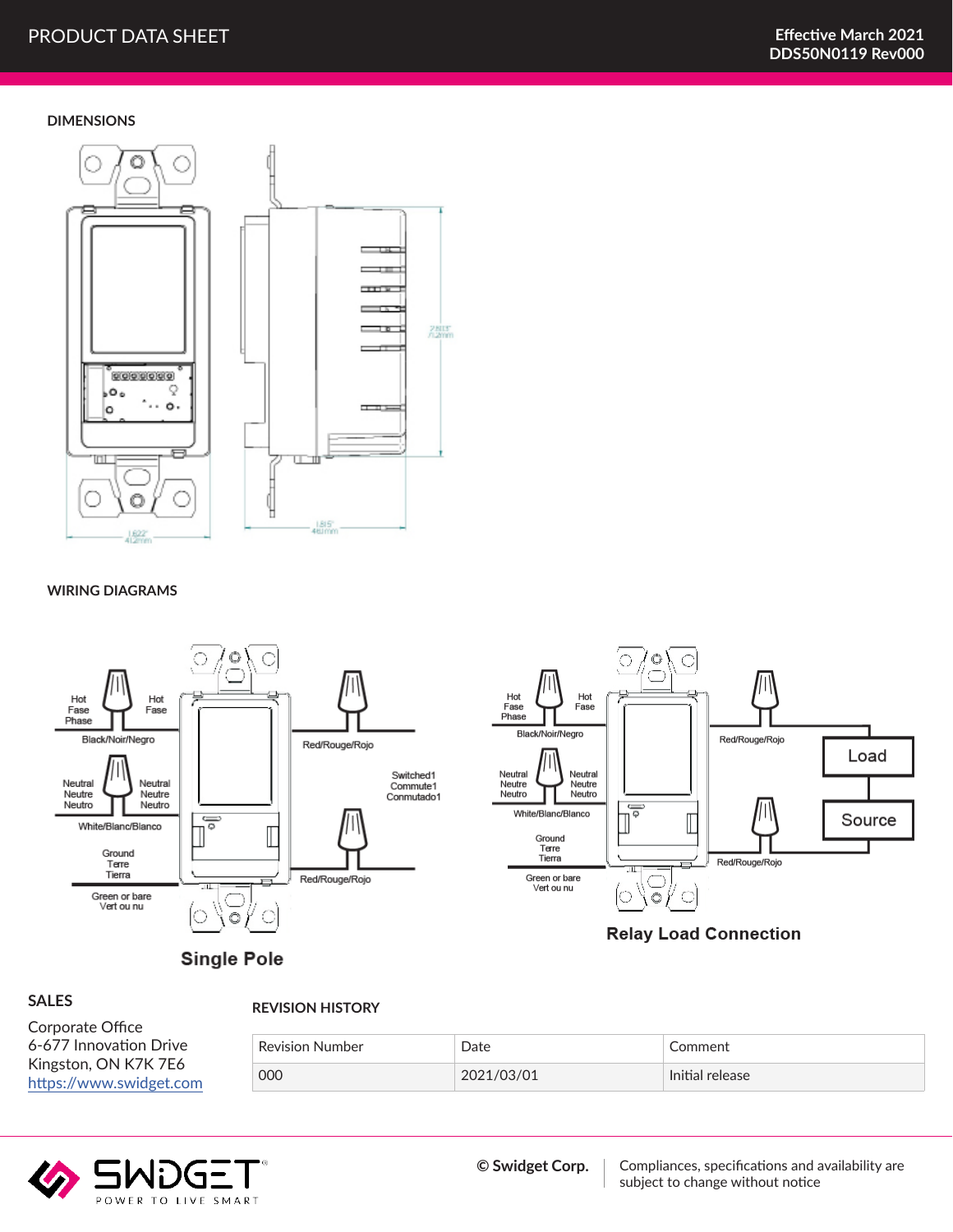## DIMENSIONS

2.803"
71.2mm

1.622"
41.2mm

1.815"
46.1mm

## WIRING DIAGRAMS

Hot
Fase
Phase

Hot
Fase

Black/Noir/Negro

Neutral
Neutre
Neutro

Neutral
Neutre
Neutro

White/Blanc/Blanco

Ground
Terre
Tierra

Green or bare
Vert ou nu

Red/Rouge/Rojo

Switched1
Commute1
Conmutado1

Red/Rouge/Rojo

**Single Pole**

Hot
Fase
Phase

Hot
Fase

Black/Noir/Negro

Neutral
Neutre
Neutro

Neutral
Neutre
Neutro

White/Blanc/Blanco

Ground
Terre
Tierra

Green or bare
Vert ou nu

Red/Rouge/Rojo

Load

Source

Red/Rouge/Rojo

**Relay Load Connection**

## SALES

Corporate Office
6-677 Innovation Drive
Kingston, ON K7K 7E6
https://www.swidget.com

## REVISION HISTORY

| Revision Number | Date | Comment |
|---|---|---|
| 000 | 2021/03/01 | Initial release |

SWIDGET
POWER TO LIVE SMART

**© Swidget Corp.** Compliances, specifications and availability are subject to change without notice